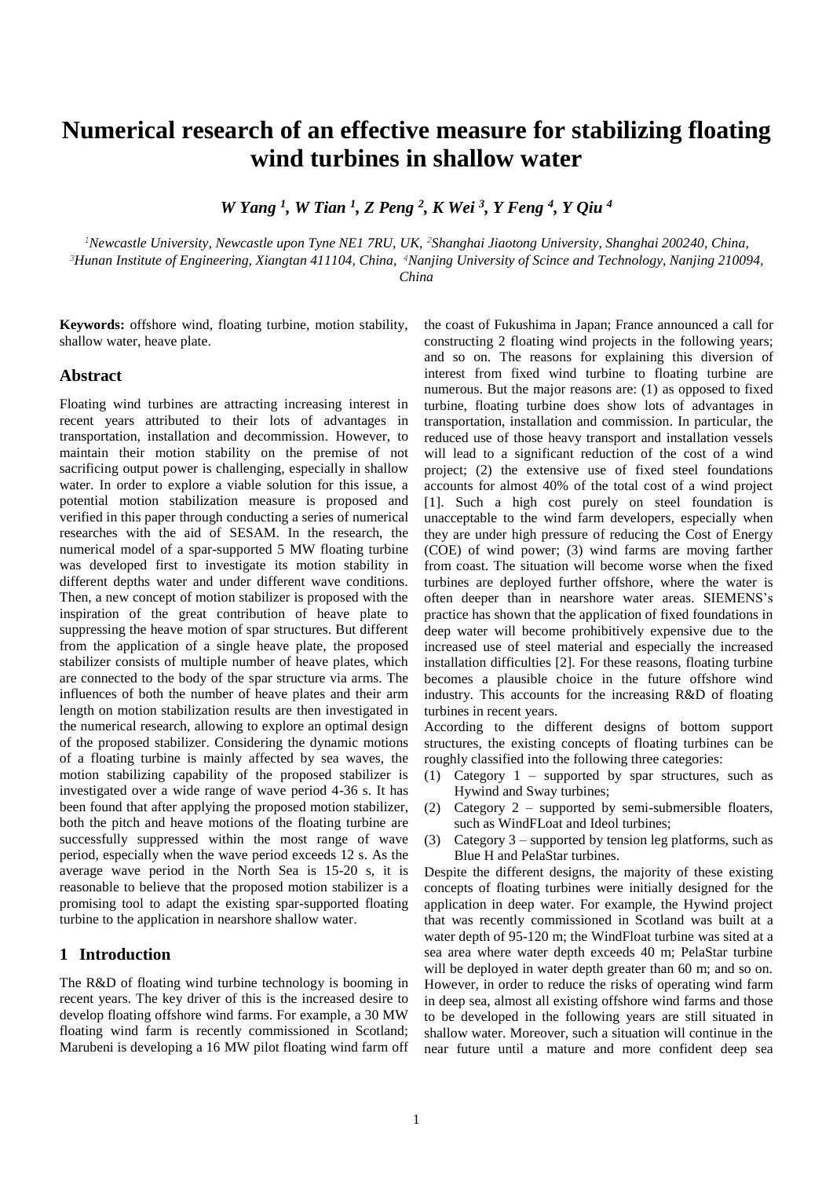# Numerical research of an effective measure for stabilizing floating wind turbines in shallow water

***W Yang [1], W Tian [1], Z Peng [2], K Wei [3], Y Feng [4], Y Qiu [4]***

*[1]Newcastle University, Newcastle upon Tyne NE1 7RU, UK, [2]Shanghai Jiaotong University, Shanghai 200240, China, [3]Hunan Institute of Engineering, Xiangtan 411104, China, [4]Nanjing University of Scince and Technology, Nanjing 210094, China*

**Keywords:** offshore wind, floating turbine, motion stability, shallow water, heave plate.

## Abstract

Floating wind turbines are attracting increasing interest in recent years attributed to their lots of advantages in transportation, installation and decommission. However, to maintain their motion stability on the premise of not sacrificing output power is challenging, especially in shallow water. In order to explore a viable solution for this issue, a potential motion stabilization measure is proposed and verified in this paper through conducting a series of numerical researches with the aid of SESAM. In the research, the numerical model of a spar-supported 5 MW floating turbine was developed first to investigate its motion stability in different depths water and under different wave conditions. Then, a new concept of motion stabilizer is proposed with the inspiration of the great contribution of heave plate to suppressing the heave motion of spar structures. But different from the application of a single heave plate, the proposed stabilizer consists of multiple number of heave plates, which are connected to the body of the spar structure via arms. The influences of both the number of heave plates and their arm length on motion stabilization results are then investigated in the numerical research, allowing to explore an optimal design of the proposed stabilizer. Considering the dynamic motions of a floating turbine is mainly affected by sea waves, the motion stabilizing capability of the proposed stabilizer is investigated over a wide range of wave period 4-36 s. It has been found that after applying the proposed motion stabilizer, both the pitch and heave motions of the floating turbine are successfully suppressed within the most range of wave period, especially when the wave period exceeds 12 s. As the average wave period in the North Sea is 15-20 s, it is reasonable to believe that the proposed motion stabilizer is a promising tool to adapt the existing spar-supported floating turbine to the application in nearshore shallow water.

## 1 Introduction

The R&D of floating wind turbine technology is booming in recent years. The key driver of this is the increased desire to develop floating offshore wind farms. For example, a 30 MW floating wind farm is recently commissioned in Scotland; Marubeni is developing a 16 MW pilot floating wind farm off the coast of Fukushima in Japan; France announced a call for constructing 2 floating wind projects in the following years; and so on. The reasons for explaining this diversion of interest from fixed wind turbine to floating turbine are numerous. But the major reasons are: (1) as opposed to fixed turbine, floating turbine does show lots of advantages in transportation, installation and commission. In particular, the reduced use of those heavy transport and installation vessels will lead to a significant reduction of the cost of a wind project; (2) the extensive use of fixed steel foundations accounts for almost 40% of the total cost of a wind project [1]. Such a high cost purely on steel foundation is unacceptable to the wind farm developers, especially when they are under high pressure of reducing the Cost of Energy (COE) of wind power; (3) wind farms are moving farther from coast. The situation will become worse when the fixed turbines are deployed further offshore, where the water is often deeper than in nearshore water areas. SIEMENS's practice has shown that the application of fixed foundations in deep water will become prohibitively expensive due to the increased use of steel material and especially the increased installation difficulties [2]. For these reasons, floating turbine becomes a plausible choice in the future offshore wind industry. This accounts for the increasing R&D of floating turbines in recent years.

According to the different designs of bottom support structures, the existing concepts of floating turbines can be roughly classified into the following three categories:

(1) Category 1 – supported by spar structures, such as Hywind and Sway turbines;
(2) Category 2 – supported by semi-submersible floaters, such as WindFLoat and Ideol turbines;
(3) Category 3 – supported by tension leg platforms, such as Blue H and PelaStar turbines.

Despite the different designs, the majority of these existing concepts of floating turbines were initially designed for the application in deep water. For example, the Hywind project that was recently commissioned in Scotland was built at a water depth of 95-120 m; the WindFloat turbine was sited at a sea area where water depth exceeds 40 m; PelaStar turbine will be deployed in water depth greater than 60 m; and so on. However, in order to reduce the risks of operating wind farm in deep sea, almost all existing offshore wind farms and those to be developed in the following years are still situated in shallow water. Moreover, such a situation will continue in the near future until a mature and more confident deep sea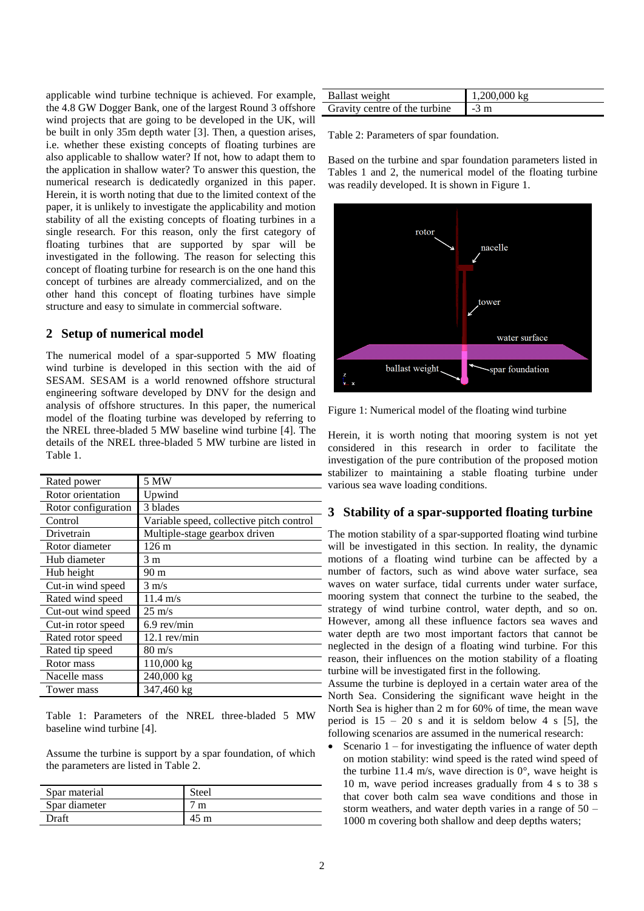applicable wind turbine technique is achieved. For example, the 4.8 GW Dogger Bank, one of the largest Round 3 offshore wind projects that are going to be developed in the UK, will be built in only 35m depth water [3]. Then, a question arises, i.e. whether these existing concepts of floating turbines are also applicable to shallow water? If not, how to adapt them to the application in shallow water? To answer this question, the numerical research is dedicatedly organized in this paper. Herein, it is worth noting that due to the limited context of the paper, it is unlikely to investigate the applicability and motion stability of all the existing concepts of floating turbines in a single research. For this reason, only the first category of floating turbines that are supported by spar will be investigated in the following. The reason for selecting this concept of floating turbine for research is on the one hand this concept of turbines are already commercialized, and on the other hand this concept of floating turbines have simple structure and easy to simulate in commercial software.

## 2 Setup of numerical model

The numerical model of a spar-supported 5 MW floating wind turbine is developed in this section with the aid of SESAM. SESAM is a world renowned offshore structural engineering software developed by DNV for the design and analysis of offshore structures. In this paper, the numerical model of the floating turbine was developed by referring to the NREL three-bladed 5 MW baseline wind turbine [4]. The details of the NREL three-bladed 5 MW turbine are listed in Table 1.

| Rated power | 5 MW |
|---|---|
| Rotor orientation | Upwind |
| Rotor configuration | 3 blades |
| Control | Variable speed, collective pitch control |
| Drivetrain | Multiple-stage gearbox driven |
| Rotor diameter | 126 m |
| Hub diameter | 3 m |
| Hub height | 90 m |
| Cut-in wind speed | 3 m/s |
| Rated wind speed | 11.4 m/s |
| Cut-out wind speed | 25 m/s |
| Cut-in rotor speed | 6.9 rev/min |
| Rated rotor speed | 12.1 rev/min |
| Rated tip speed | 80 m/s |
| Rotor mass | 110,000 kg |
| Nacelle mass | 240,000 kg |
| Tower mass | 347,460 kg |

Table 1: Parameters of the NREL three-bladed 5 MW baseline wind turbine [4].

Assume the turbine is support by a spar foundation, of which the parameters are listed in Table 2.

| Spar material | Steel |
|---|---|
| Spar diameter | 7 m |
| Draft | 45 m |
| Ballast weight | 1,200,000 kg |
| Gravity centre of the turbine | -3 m |

Table 2: Parameters of spar foundation.

Based on the turbine and spar foundation parameters listed in Tables 1 and 2, the numerical model of the floating turbine was readily developed. It is shown in Figure 1.

Figure 1: Numerical model of the floating wind turbine

Herein, it is worth noting that mooring system is not yet considered in this research in order to facilitate the investigation of the pure contribution of the proposed motion stabilizer to maintaining a stable floating turbine under various sea wave loading conditions.

## 3 Stability of a spar-supported floating turbine

The motion stability of a spar-supported floating wind turbine will be investigated in this section. In reality, the dynamic motions of a floating wind turbine can be affected by a number of factors, such as wind above water surface, sea waves on water surface, tidal currents under water surface, mooring system that connect the turbine to the seabed, the strategy of wind turbine control, water depth, and so on. However, among all these influence factors sea waves and water depth are two most important factors that cannot be neglected in the design of a floating wind turbine. For this reason, their influences on the motion stability of a floating turbine will be investigated first in the following.

Assume the turbine is deployed in a certain water area of the North Sea. Considering the significant wave height in the North Sea is higher than 2 m for 60% of time, the mean wave period is 15 – 20 s and it is seldom below 4 s [5], the following scenarios are assumed in the numerical research:

- Scenario 1 – for investigating the influence of water depth on motion stability: wind speed is the rated wind speed of the turbine 11.4 m/s, wave direction is 0°, wave height is 10 m, wave period increases gradually from 4 s to 38 s that cover both calm sea wave conditions and those in storm weathers, and water depth varies in a range of 50 – 1000 m covering both shallow and deep depths waters;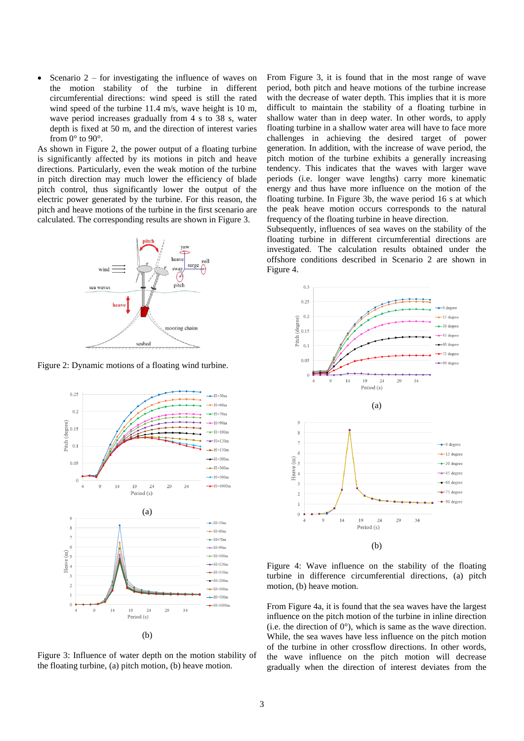- Scenario 2 – for investigating the influence of waves on the motion stability of the turbine in different circumferential directions: wind speed is still the rated wind speed of the turbine 11.4 m/s, wave height is 10 m, wave period increases gradually from 4 s to 38 s, water depth is fixed at 50 m, and the direction of interest varies from 0° to 90°.

As shown in Figure 2, the power output of a floating turbine is significantly affected by its motions in pitch and heave directions. Particularly, even the weak motion of the turbine in pitch direction may much lower the efficiency of blade pitch control, thus significantly lower the output of the electric power generated by the turbine. For this reason, the pitch and heave motions of the turbine in the first scenario are calculated. The corresponding results are shown in Figure 3.

Figure 2: Dynamic motions of a floating wind turbine.

(a)

(b)

Figure 3: Influence of water depth on the motion stability of the floating turbine, (a) pitch motion, (b) heave motion.

From Figure 3, it is found that in the most range of wave period, both pitch and heave motions of the turbine increase with the decrease of water depth. This implies that it is more difficult to maintain the stability of a floating turbine in shallow water than in deep water. In other words, to apply floating turbine in a shallow water area will have to face more challenges in achieving the desired target of power generation. In addition, with the increase of wave period, the pitch motion of the turbine exhibits a generally increasing tendency. This indicates that the waves with larger wave periods (i.e. longer wave lengths) carry more kinematic energy and thus have more influence on the motion of the floating turbine. In Figure 3b, the wave period 16 s at which the peak heave motion occurs corresponds to the natural frequency of the floating turbine in heave direction.

Subsequently, influences of sea waves on the stability of the floating turbine in different circumferential directions are investigated. The calculation results obtained under the offshore conditions described in Scenario 2 are shown in Figure 4.

(a)

(b)

Figure 4: Wave influence on the stability of the floating turbine in difference circumferential directions, (a) pitch motion, (b) heave motion.

From Figure 4a, it is found that the sea waves have the largest influence on the pitch motion of the turbine in inline direction (i.e. the direction of 0°), which is same as the wave direction. While, the sea waves have less influence on the pitch motion of the turbine in other crossflow directions. In other words, the wave influence on the pitch motion will decrease gradually when the direction of interest deviates from the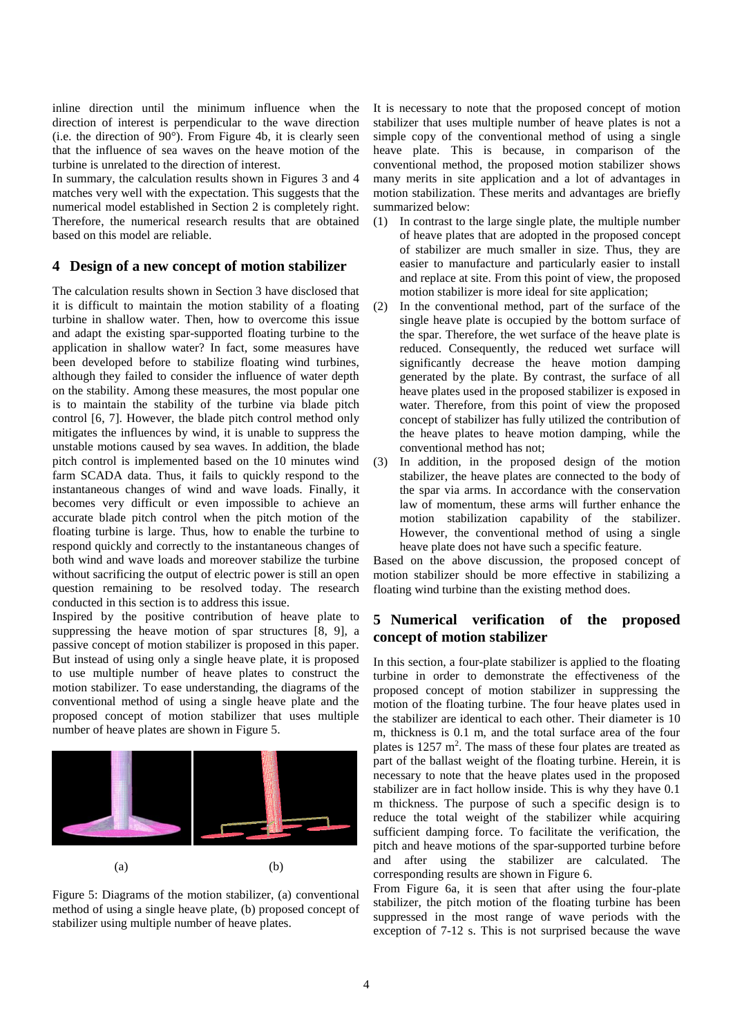inline direction until the minimum influence when the direction of interest is perpendicular to the wave direction (i.e. the direction of 90°). From Figure 4b, it is clearly seen that the influence of sea waves on the heave motion of the turbine is unrelated to the direction of interest.

In summary, the calculation results shown in Figures 3 and 4 matches very well with the expectation. This suggests that the numerical model established in Section 2 is completely right. Therefore, the numerical research results that are obtained based on this model are reliable.

## 4 Design of a new concept of motion stabilizer

The calculation results shown in Section 3 have disclosed that it is difficult to maintain the motion stability of a floating turbine in shallow water. Then, how to overcome this issue and adapt the existing spar-supported floating turbine to the application in shallow water? In fact, some measures have been developed before to stabilize floating wind turbines, although they failed to consider the influence of water depth on the stability. Among these measures, the most popular one is to maintain the stability of the turbine via blade pitch control [6, 7]. However, the blade pitch control method only mitigates the influences by wind, it is unable to suppress the unstable motions caused by sea waves. In addition, the blade pitch control is implemented based on the 10 minutes wind farm SCADA data. Thus, it fails to quickly respond to the instantaneous changes of wind and wave loads. Finally, it becomes very difficult or even impossible to achieve an accurate blade pitch control when the pitch motion of the floating turbine is large. Thus, how to enable the turbine to respond quickly and correctly to the instantaneous changes of both wind and wave loads and moreover stabilize the turbine without sacrificing the output of electric power is still an open question remaining to be resolved today. The research conducted in this section is to address this issue.

Inspired by the positive contribution of heave plate to suppressing the heave motion of spar structures [8, 9], a passive concept of motion stabilizer is proposed in this paper. But instead of using only a single heave plate, it is proposed to use multiple number of heave plates to construct the motion stabilizer. To ease understanding, the diagrams of the conventional method of using a single heave plate and the proposed concept of motion stabilizer that uses multiple number of heave plates are shown in Figure 5.

(a) (b)

Figure 5: Diagrams of the motion stabilizer, (a) conventional method of using a single heave plate, (b) proposed concept of stabilizer using multiple number of heave plates.

It is necessary to note that the proposed concept of motion stabilizer that uses multiple number of heave plates is not a simple copy of the conventional method of using a single heave plate. This is because, in comparison of the conventional method, the proposed motion stabilizer shows many merits in site application and a lot of advantages in motion stabilization. These merits and advantages are briefly summarized below:

1. In contrast to the large single plate, the multiple number of heave plates that are adopted in the proposed concept of stabilizer are much smaller in size. Thus, they are easier to manufacture and particularly easier to install and replace at site. From this point of view, the proposed motion stabilizer is more ideal for site application;
2. In the conventional method, part of the surface of the single heave plate is occupied by the bottom surface of the spar. Therefore, the wet surface of the heave plate is reduced. Consequently, the reduced wet surface will significantly decrease the heave motion damping generated by the plate. By contrast, the surface of all heave plates used in the proposed stabilizer is exposed in water. Therefore, from this point of view the proposed concept of stabilizer has fully utilized the contribution of the heave plates to heave motion damping, while the conventional method has not;
3. In addition, in the proposed design of the motion stabilizer, the heave plates are connected to the body of the spar via arms. In accordance with the conservation law of momentum, these arms will further enhance the motion stabilization capability of the stabilizer. However, the conventional method of using a single heave plate does not have such a specific feature.

Based on the above discussion, the proposed concept of motion stabilizer should be more effective in stabilizing a floating wind turbine than the existing method does.

## 5 Numerical verification of the proposed concept of motion stabilizer

In this section, a four-plate stabilizer is applied to the floating turbine in order to demonstrate the effectiveness of the proposed concept of motion stabilizer in suppressing the motion of the floating turbine. The four heave plates used in the stabilizer are identical to each other. Their diameter is 10 m, thickness is 0.1 m, and the total surface area of the four plates is 1257 $m^2$. The mass of these four plates are treated as part of the ballast weight of the floating turbine. Herein, it is necessary to note that the heave plates used in the proposed stabilizer are in fact hollow inside. This is why they have 0.1 m thickness. The purpose of such a specific design is to reduce the total weight of the stabilizer while acquiring sufficient damping force. To facilitate the verification, the pitch and heave motions of the spar-supported turbine before and after using the stabilizer are calculated. The corresponding results are shown in Figure 6.

From Figure 6a, it is seen that after using the four-plate stabilizer, the pitch motion of the floating turbine has been suppressed in the most range of wave periods with the exception of 7-12 s. This is not surprised because the wave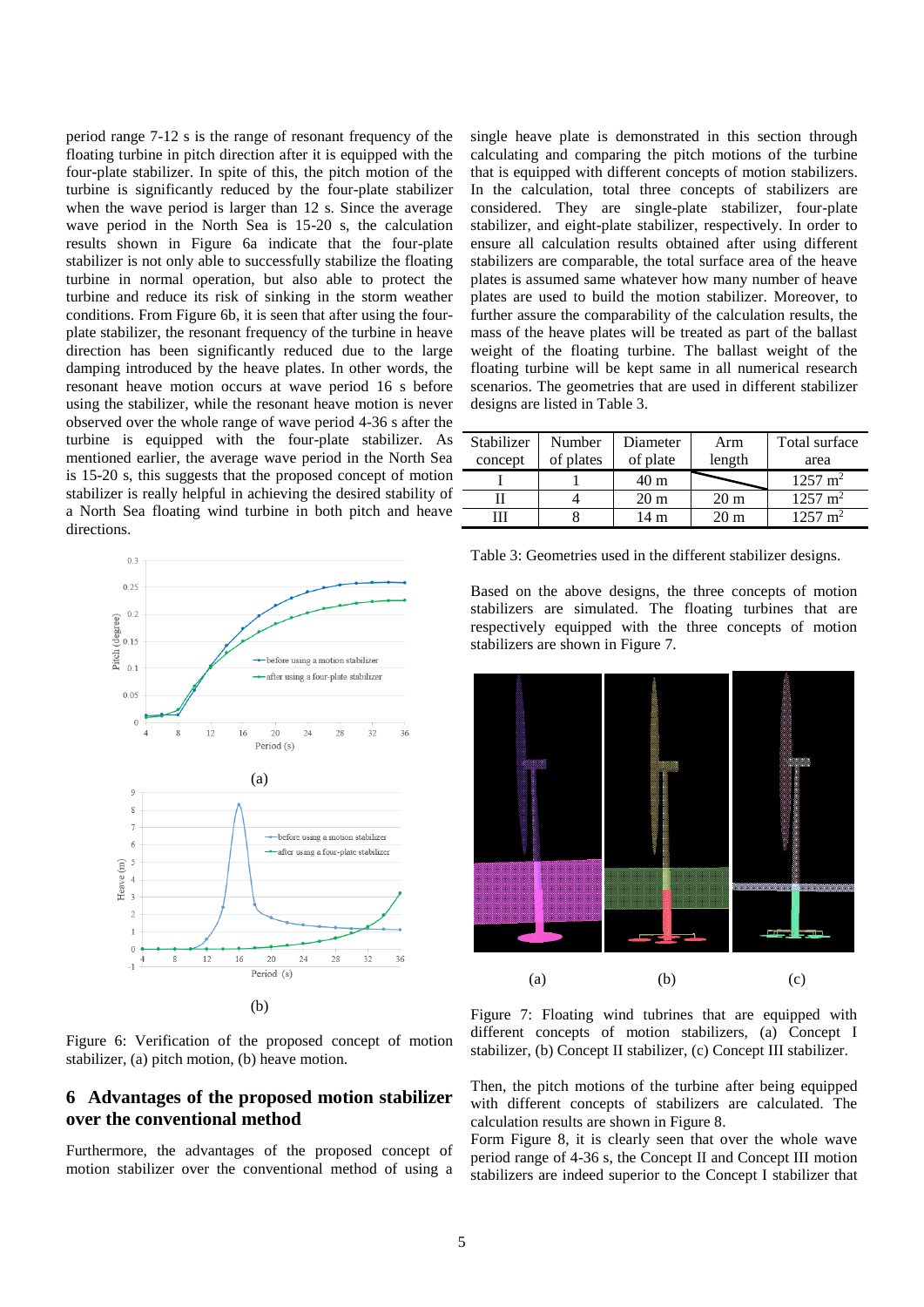period range 7-12 s is the range of resonant frequency of the floating turbine in pitch direction after it is equipped with the four-plate stabilizer. In spite of this, the pitch motion of the turbine is significantly reduced by the four-plate stabilizer when the wave period is larger than 12 s. Since the average wave period in the North Sea is 15-20 s, the calculation results shown in Figure 6a indicate that the four-plate stabilizer is not only able to successfully stabilize the floating turbine in normal operation, but also able to protect the turbine and reduce its risk of sinking in the storm weather conditions. From Figure 6b, it is seen that after using the four-plate stabilizer, the resonant frequency of the turbine in heave direction has been significantly reduced due to the large damping introduced by the heave plates. In other words, the resonant heave motion occurs at wave period 16 s before using the stabilizer, while the resonant heave motion is never observed over the whole range of wave period 4-36 s after the turbine is equipped with the four-plate stabilizer. As mentioned earlier, the average wave period in the North Sea is 15-20 s, this suggests that the proposed concept of motion stabilizer is really helpful in achieving the desired stability of a North Sea floating wind turbine in both pitch and heave directions.

(a)

(b)

Figure 6: Verification of the proposed concept of motion stabilizer, (a) pitch motion, (b) heave motion.

## 6 Advantages of the proposed motion stabilizer over the conventional method

Furthermore, the advantages of the proposed concept of motion stabilizer over the conventional method of using a single heave plate is demonstrated in this section through calculating and comparing the pitch motions of the turbine that is equipped with different concepts of motion stabilizers. In the calculation, total three concepts of stabilizers are considered. They are single-plate stabilizer, four-plate stabilizer, and eight-plate stabilizer, respectively. In order to ensure all calculation results obtained after using different stabilizers are comparable, the total surface area of the heave plates is assumed same whatever how many number of heave plates are used to build the motion stabilizer. Moreover, to further assure the comparability of the calculation results, the mass of the heave plates will be treated as part of the ballast weight of the floating turbine. The ballast weight of the floating turbine will be kept same in all numerical research scenarios. The geometries that are used in different stabilizer designs are listed in Table 3.

| Stabilizer concept | Number of plates | Diameter of plate | Arm length | Total surface area |
|---|---|---|---|---|
| I | 1 | 40 m | | 1257 m$^2$ |
| II | 4 | 20 m | 20 m | 1257 m$^2$ |
| III | 8 | 14 m | 20 m | 1257 m$^2$ |

Table 3: Geometries used in the different stabilizer designs.

Based on the above designs, the three concepts of motion stabilizers are simulated. The floating turbines that are respectively equipped with the three concepts of motion stabilizers are shown in Figure 7.

(a) (b) (c)

Figure 7: Floating wind tubrines that are equipped with different concepts of motion stabilizers, (a) Concept I stabilizer, (b) Concept II stabilizer, (c) Concept III stabilizer.

Then, the pitch motions of the turbine after being equipped with different concepts of stabilizers are calculated. The calculation results are shown in Figure 8.

Form Figure 8, it is clearly seen that over the whole wave period range of 4-36 s, the Concept II and Concept III motion stabilizers are indeed superior to the Concept I stabilizer that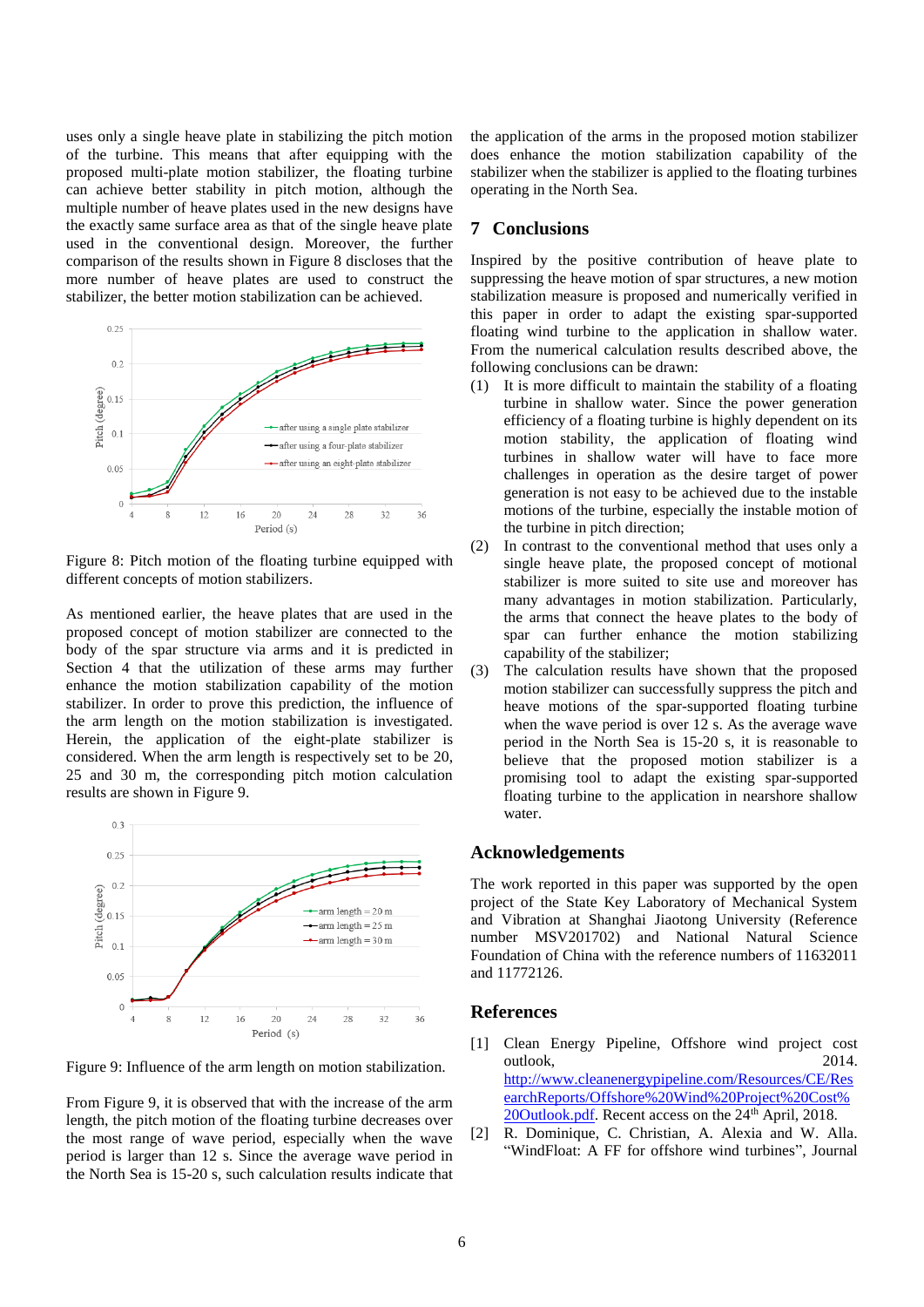uses only a single heave plate in stabilizing the pitch motion of the turbine. This means that after equipping with the proposed multi-plate motion stabilizer, the floating turbine can achieve better stability in pitch motion, although the multiple number of heave plates used in the new designs have the exactly same surface area as that of the single heave plate used in the conventional design. Moreover, the further comparison of the results shown in Figure 8 discloses that the more number of heave plates are used to construct the stabilizer, the better motion stabilization can be achieved.

Figure 8: Pitch motion of the floating turbine equipped with different concepts of motion stabilizers.

As mentioned earlier, the heave plates that are used in the proposed concept of motion stabilizer are connected to the body of the spar structure via arms and it is predicted in Section 4 that the utilization of these arms may further enhance the motion stabilization capability of the motion stabilizer. In order to prove this prediction, the influence of the arm length on the motion stabilization is investigated. Herein, the application of the eight-plate stabilizer is considered. When the arm length is respectively set to be 20, 25 and 30 m, the corresponding pitch motion calculation results are shown in Figure 9.

Figure 9: Influence of the arm length on motion stabilization.

From Figure 9, it is observed that with the increase of the arm length, the pitch motion of the floating turbine decreases over the most range of wave period, especially when the wave period is larger than 12 s. Since the average wave period in the North Sea is 15-20 s, such calculation results indicate that the application of the arms in the proposed motion stabilizer does enhance the motion stabilization capability of the stabilizer when the stabilizer is applied to the floating turbines operating in the North Sea.

## 7 Conclusions

Inspired by the positive contribution of heave plate to suppressing the heave motion of spar structures, a new motion stabilization measure is proposed and numerically verified in this paper in order to adapt the existing spar-supported floating wind turbine to the application in shallow water. From the numerical calculation results described above, the following conclusions can be drawn:

(1) It is more difficult to maintain the stability of a floating turbine in shallow water. Since the power generation efficiency of a floating turbine is highly dependent on its motion stability, the application of floating wind turbines in shallow water will have to face more challenges in operation as the desire target of power generation is not easy to be achieved due to the instable motions of the turbine, especially the instable motion of the turbine in pitch direction;

(2) In contrast to the conventional method that uses only a single heave plate, the proposed concept of motional stabilizer is more suited to site use and moreover has many advantages in motion stabilization. Particularly, the arms that connect the heave plates to the body of spar can further enhance the motion stabilizing capability of the stabilizer;

(3) The calculation results have shown that the proposed motion stabilizer can successfully suppress the pitch and heave motions of the spar-supported floating turbine when the wave period is over 12 s. As the average wave period in the North Sea is 15-20 s, it is reasonable to believe that the proposed motion stabilizer is a promising tool to adapt the existing spar-supported floating turbine to the application in nearshore shallow water.

## Acknowledgements

The work reported in this paper was supported by the open project of the State Key Laboratory of Mechanical System and Vibration at Shanghai Jiaotong University (Reference number MSV201702) and National Natural Science Foundation of China with the reference numbers of 11632011 and 11772126.

## References

[1] Clean Energy Pipeline, Offshore wind project cost outlook, 2014. http://www.cleanenergypipeline.com/Resources/CE/ResearchReports/Offshore%20Wind%20Project%20Cost%20Outlook.pdf. Recent access on the 24th April, 2018.

[2] R. Dominique, C. Christian, A. Alexia and W. Alla. "WindFloat: A FF for offshore wind turbines", Journal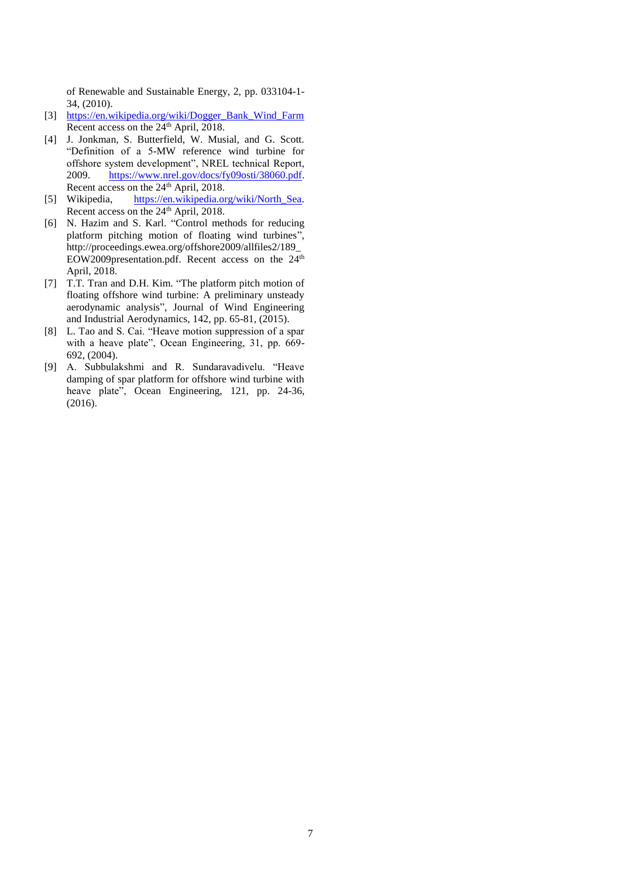of Renewable and Sustainable Energy, 2, pp. 033104-1-34, (2010).

[3] https://en.wikipedia.org/wiki/Dogger_Bank_Wind_Farm Recent access on the 24th April, 2018.

[4] J. Jonkman, S. Butterfield, W. Musial, and G. Scott. "Definition of a 5-MW reference wind turbine for offshore system development", NREL technical Report, 2009. https://www.nrel.gov/docs/fy09osti/38060.pdf. Recent access on the 24th April, 2018.

[5] Wikipedia, https://en.wikipedia.org/wiki/North_Sea. Recent access on the 24th April, 2018.

[6] N. Hazim and S. Karl. "Control methods for reducing platform pitching motion of floating wind turbines", http://proceedings.ewea.org/offshore2009/allfiles2/189_EOW2009presentation.pdf. Recent access on the 24th April, 2018.

[7] T.T. Tran and D.H. Kim. "The platform pitch motion of floating offshore wind turbine: A preliminary unsteady aerodynamic analysis", Journal of Wind Engineering and Industrial Aerodynamics, 142, pp. 65-81, (2015).

[8] L. Tao and S. Cai. "Heave motion suppression of a spar with a heave plate", Ocean Engineering, 31, pp. 669-692, (2004).

[9] A. Subbulakshmi and R. Sundaravadivelu. "Heave damping of spar platform for offshore wind turbine with heave plate", Ocean Engineering, 121, pp. 24-36, (2016).